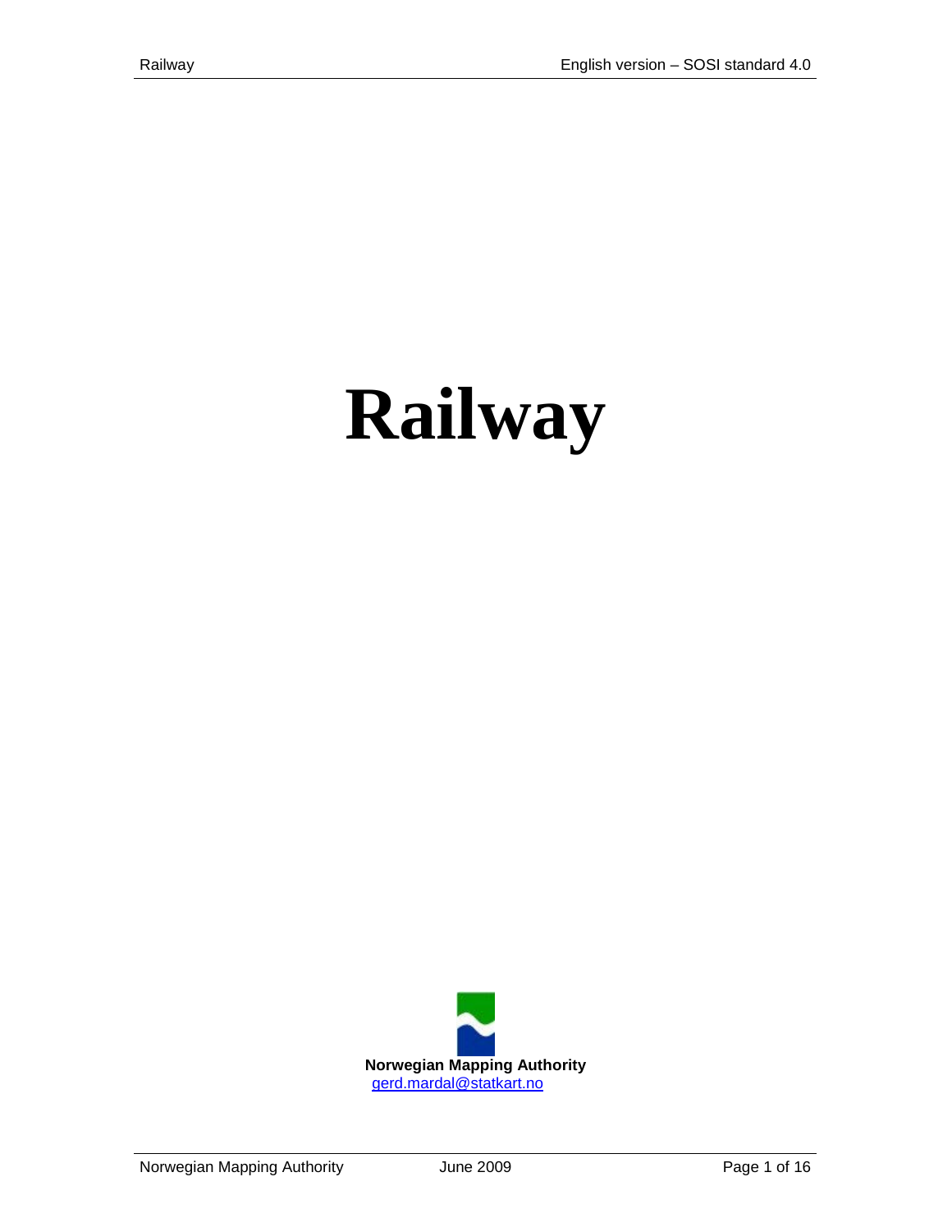# Railway

**Norwegian Mapping Authority**

gerd.mardal@statkart.no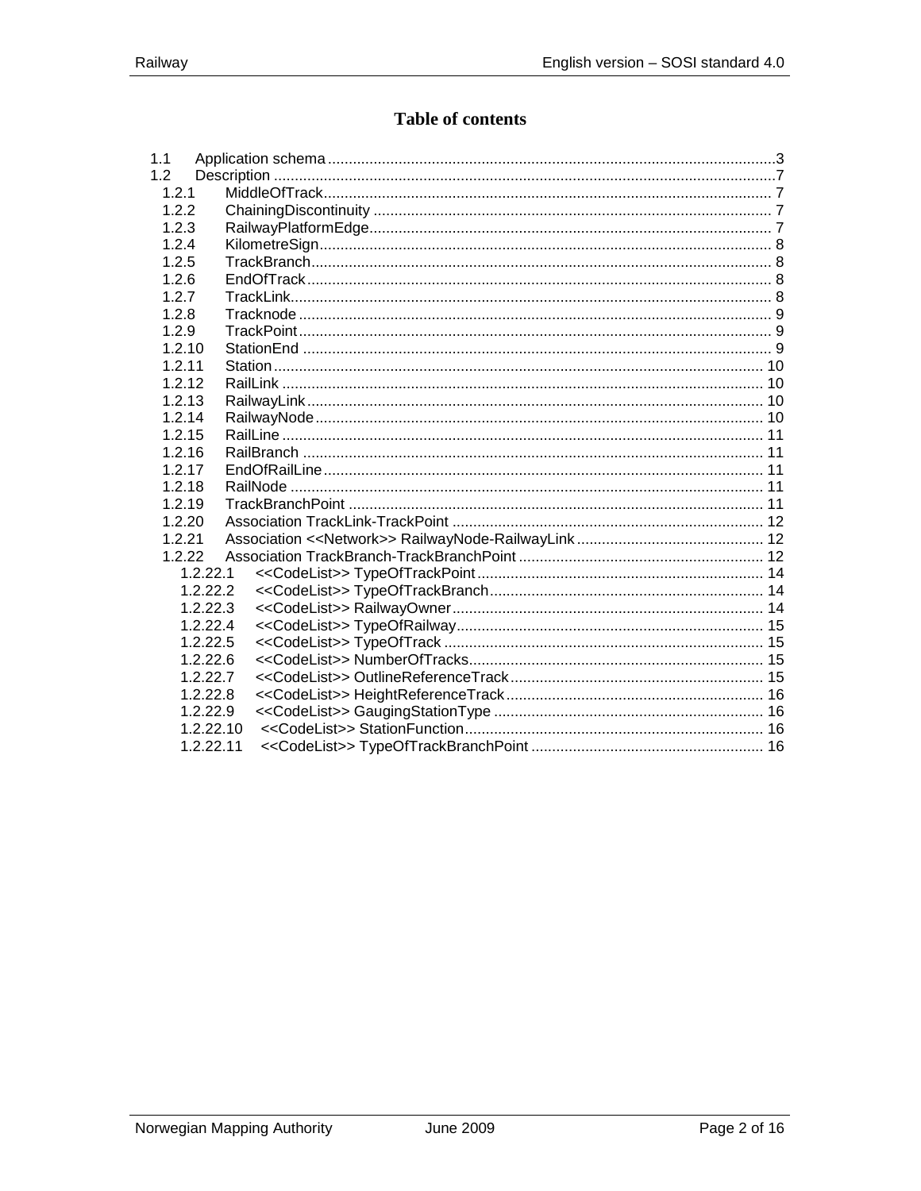# Table of contents

- 1.1 Application schema ..... 3
- 1.2 Description ..... 7
  - 1.2.1 MiddleOfTrack ..... 7
  - 1.2.2 ChainingDiscontinuity ..... 7
  - 1.2.3 RailwayPlatformEdge ..... 7
  - 1.2.4 KilometreSign ..... 8
  - 1.2.5 TrackBranch ..... 8
  - 1.2.6 EndOfTrack ..... 8
  - 1.2.7 TrackLink ..... 8
  - 1.2.8 Tracknode ..... 9
  - 1.2.9 TrackPoint ..... 9
  - 1.2.10 StationEnd ..... 9
  - 1.2.11 Station ..... 10
  - 1.2.12 RailLink ..... 10
  - 1.2.13 RailwayLink ..... 10
  - 1.2.14 RailwayNode ..... 10
  - 1.2.15 RailLine ..... 11
  - 1.2.16 RailBranch ..... 11
  - 1.2.17 EndOfRailLine ..... 11
  - 1.2.18 RailNode ..... 11
  - 1.2.19 TrackBranchPoint ..... 11
  - 1.2.20 Association TrackLink-TrackPoint ..... 12
  - 1.2.21 Association <<Network>> RailwayNode-RailwayLink ..... 12
  - 1.2.22 Association TrackBranch-TrackBranchPoint ..... 12
    - 1.2.22.1 <<CodeList>> TypeOfTrackPoint ..... 14
    - 1.2.22.2 <<CodeList>> TypeOfTrackBranch ..... 14
    - 1.2.22.3 <<CodeList>> RailwayOwner ..... 14
    - 1.2.22.4 <<CodeList>> TypeOfRailway ..... 15
    - 1.2.22.5 <<CodeList>> TypeOfTrack ..... 15
    - 1.2.22.6 <<CodeList>> NumberOfTracks ..... 15
    - 1.2.22.7 <<CodeList>> OutlineReferenceTrack ..... 15
    - 1.2.22.8 <<CodeList>> HeightReferenceTrack ..... 16
    - 1.2.22.9 <<CodeList>> GaugingStationType ..... 16
    - 1.2.22.10 <<CodeList>> StationFunction ..... 16
    - 1.2.22.11 <<CodeList>> TypeOfTrackBranchPoint ..... 16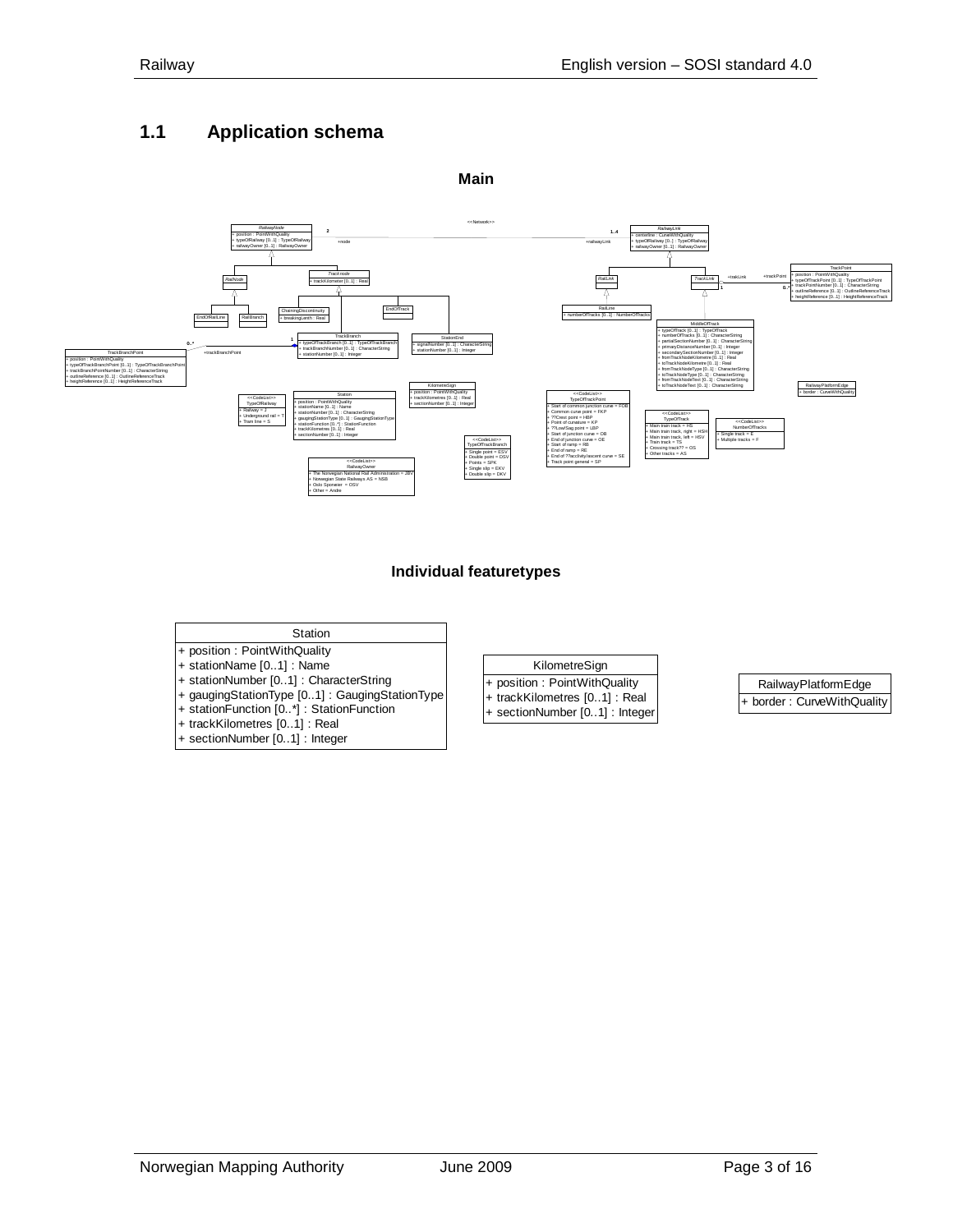## 1.1 Application schema

**Main**

<<Network>>

**RailwayNode**
+ position : PointWithQuality
+ typeOfRailway [0..1] : TypeOfRailway
+ railwayOwner [0..1] : RailwayOwner

**RailwayLink**
+ centerline : CurveWithQuality
+ typeOfRailway [0..1] : TypeOfRailway
+ railwayOwner [0..1] : RailwayOwner

**TrackNode**
+ trackKilometer [0..1] : Real

**TrackPoint**
+ position : PointWithQuality
+ typeOfTrackPoint [0..1] : TypeOfTrackPoint
+ trackPointNumber [0..1] : CharacterString
+ outlineReference [0..1] : OutlineReferenceTrack
+ heightReference [0..1] : HeightReferenceTrack

**ChainingDiscontinuity**
+ breakingLenth : Real

**RailLine**
+ numberOfTracks [0..1] : NumberOfTracks

**TrackBranch**
+ typeOfTrackBranch [0..1] : TypeOfTrackBranch
+ trackBranchNumber [0..1] : CharacterString
+ stationNumber [0..1] : Integer

**StationEnd**
+ signalNumber [0..1] : CharacterString
+ stationNumber [0..1] : Integer

**MiddleOfTrack**
+ typeOfTrack [0..1] : TypeOfTrack
+ numberOfTracks [0..1] : CharacterString
+ partialSectionNumber [0..1] : CharacterString
+ primaryDistanceNumber [0..1] : Integer
+ secondarySectionNumber [0..1] : Integer
+ fromTrackNodeKilometre [0..1] : Real
+ toTrackNodeKilometre [0..1] : Real
+ fromTrackNodeType [0..1] : CharacterString
+ toTrackNodeType [0..1] : CharacterString
+ fromTrackNodeText [0..1] : CharacterString
+ toTrackNodeText [0..1] : CharacterString

**TrackBranchPoint**
+ position : PointWithQuality
+ typeOfTrackBranchPoint [0..1] : TypeOfTrackBranchPoint
+ trackBranchPointNumber [0..1] : CharacterString
+ outlineReference [0..1] : OutlineReferenceTrack
+ heightReference [0..1] : HeightReferenceTrack

**RailwayPlatformEdge**
+ border : CurveWithQuality

<<CodeList>> **TypeOfRailway**
+ Railway = J
+ Underground rail = T
+ Tram line = S

<<CodeList>> **TypeOfTrackPoint**
+ Start of common junction curve = FOB
+ Common curve point = FKP
+ ??Crest point = HBP
+ Point of curvature = KP
+ ??Low/Sag point = LBP
+ Start of junction curve = OB
+ End of junction curve = OE
+ Start of ramp = RB
+ End of ramp = RE
+ End of ??acclivity/ascent curve = SE
+ Track point general = SP

<<CodeList>> **TypeOfTrack**
+ Main train track = HS
+ Main train track, right = HSH
+ Main train track, left = HSV
+ Train track = TS
+ Crossing track?? = OS
+ Other tracks = AS

<<CodeList>> **NumberOfTracks**
+ Single track = E
+ Multiple tracks = F

<<CodeList>> **TypeOfTrackBranch**
+ Single point = ESV
+ Double point = DSV
+ Points = SPK
+ Single slip = EKV
+ Double slip = DKV

<<CodeList>> **RailwayOwner**
+ The Norwegian National Rail Administration = JBV
+ Norwegian State Railways AS = NSB
+ Oslo Sporveier = OSV
+ Other = Andre

**Individual featuretypes**

**Station**
+ position : PointWithQuality
+ stationName [0..1] : Name
+ stationNumber [0..1] : CharacterString
+ gaugingStationType [0..1] : GaugingStationType
+ stationFunction [0..*] : StationFunction
+ trackKilometres [0..1] : Real
+ sectionNumber [0..1] : Integer

**KilometreSign**
+ position : PointWithQuality
+ trackKilometres [0..1] : Real
+ sectionNumber [0..1] : Integer

**RailwayPlatformEdge**
+ border : CurveWithQuality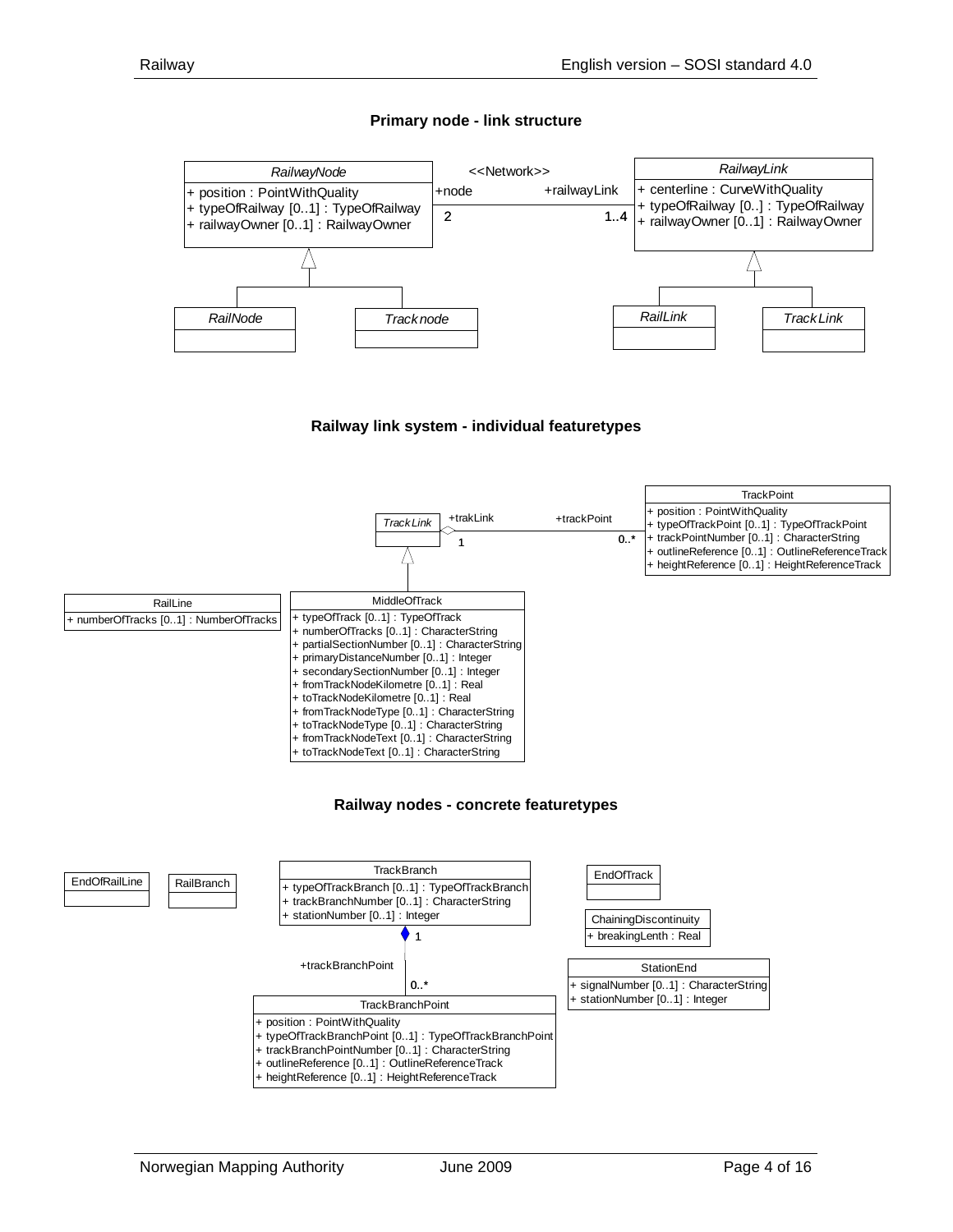### Primary node - link structure

RailwayNode
+ position : PointWithQuality
+ typeOfRailway [0..1] : TypeOfRailway
+ railwayOwner [0..1] : RailwayOwner

<<Network>>
+node 2 — +railwayLink 1..4

RailwayLink
+ centerline : CurveWithQuality
+ typeOfRailway [0..] : TypeOfRailway
+ railwayOwner [0..1] : RailwayOwner

RailNode
Track node
RailLink
Track Link

### Railway link system - individual featuretypes

Track Link
+trakLink 1 — +trackPoint 0..*

TrackPoint
+ position : PointWithQuality
+ typeOfTrackPoint [0..1] : TypeOfTrackPoint
+ trackPointNumber [0..1] : CharacterString
+ outlineReference [0..1] : OutlineReferenceTrack
+ heightReference [0..1] : HeightReferenceTrack

RailLine
+ numberOfTracks [0..1] : NumberOfTracks

MiddleOfTrack
+ typeOfTrack [0..1] : TypeOfTrack
+ numberOfTracks [0..1] : CharacterString
+ partialSectionNumber [0..1] : CharacterString
+ primaryDistanceNumber [0..1] : Integer
+ secondarySectionNumber [0..1] : Integer
+ fromTrackNodeKilometre [0..1] : Real
+ toTrackNodeKilometre [0..1] : Real
+ fromTrackNodeType [0..1] : CharacterString
+ toTrackNodeType [0..1] : CharacterString
+ fromTrackNodeText [0..1] : CharacterString
+ toTrackNodeText [0..1] : CharacterString

### Railway nodes - concrete featuretypes

EndOfRailLine
RailBranch

TrackBranch
+ typeOfTrackBranch [0..1] : TypeOfTrackBranch
+ trackBranchNumber [0..1] : CharacterString
+ stationNumber [0..1] : Integer

1 — +trackBranchPoint 0..*

TrackBranchPoint
+ position : PointWithQuality
+ typeOfTrackBranchPoint [0..1] : TypeOfTrackBranchPoint
+ trackBranchPointNumber [0..1] : CharacterString
+ outlineReference [0..1] : OutlineReferenceTrack
+ heightReference [0..1] : HeightReferenceTrack

EndOfTrack

ChainingDiscontinuity
+ breakingLenth : Real

StationEnd
+ signalNumber [0..1] : CharacterString
+ stationNumber [0..1] : Integer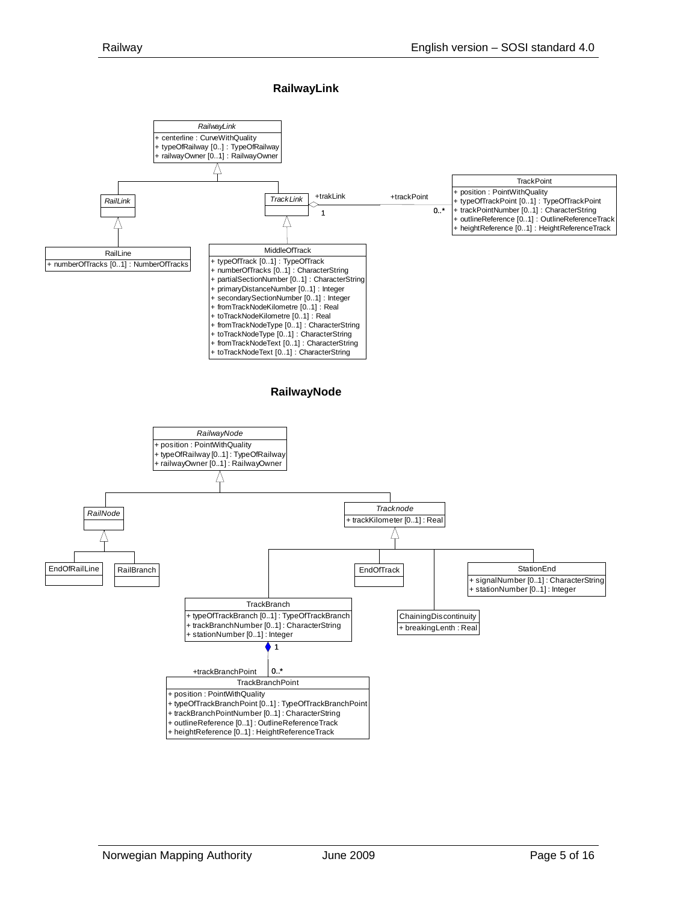## RailwayLink

*RailwayLink*
+ centerline : CurveWithQuality
+ typeOfRailway [0..] : TypeOfRailway
+ railwayOwner [0..1] : RailwayOwner

*RailLink*

*TrackLink*

+trakLink 1 — +trackPoint 0..*

TrackPoint
+ position : PointWithQuality
+ typeOfTrackPoint [0..1] : TypeOfTrackPoint
+ trackPointNumber [0..1] : CharacterString
+ outlineReference [0..1] : OutlineReferenceTrack
+ heightReference [0..1] : HeightReferenceTrack

RailLine
+ numberOfTracks [0..1] : NumberOfTracks

MiddleOfTrack
+ typeOfTrack [0..1] : TypeOfTrack
+ numberOfTracks [0..1] : CharacterString
+ partialSectionNumber [0..1] : CharacterString
+ primaryDistanceNumber [0..1] : Integer
+ secondarySectionNumber [0..1] : Integer
+ fromTrackNodeKilometre [0..1] : Real
+ toTrackNodeKilometre [0..1] : Real
+ fromTrackNodeType [0..1] : CharacterString
+ toTrackNodeType [0..1] : CharacterString
+ fromTrackNodeText [0..1] : CharacterString
+ toTrackNodeText [0..1] : CharacterString

## RailwayNode

*RailwayNode*
+ position : PointWithQuality
+ typeOfRailway [0..1] : TypeOfRailway
+ railwayOwner [0..1] : RailwayOwner

*RailNode*

*Tracknode*
+ trackKilometer [0..1] : Real

EndOfRailLine

RailBranch

EndOfTrack

StationEnd
+ signalNumber [0..1] : CharacterString
+ stationNumber [0..1] : Integer

TrackBranch
+ typeOfTrackBranch [0..1] : TypeOfTrackBranch
+ trackBranchNumber [0..1] : CharacterString
+ stationNumber [0..1] : Integer

ChainingDiscontinuity
+ breakingLenth : Real

1 — +trackBranchPoint 0..*

TrackBranchPoint
+ position : PointWithQuality
+ typeOfTrackBranchPoint [0..1] : TypeOfTrackBranchPoint
+ trackBranchPointNumber [0..1] : CharacterString
+ outlineReference [0..1] : OutlineReferenceTrack
+ heightReference [0..1] : HeightReferenceTrack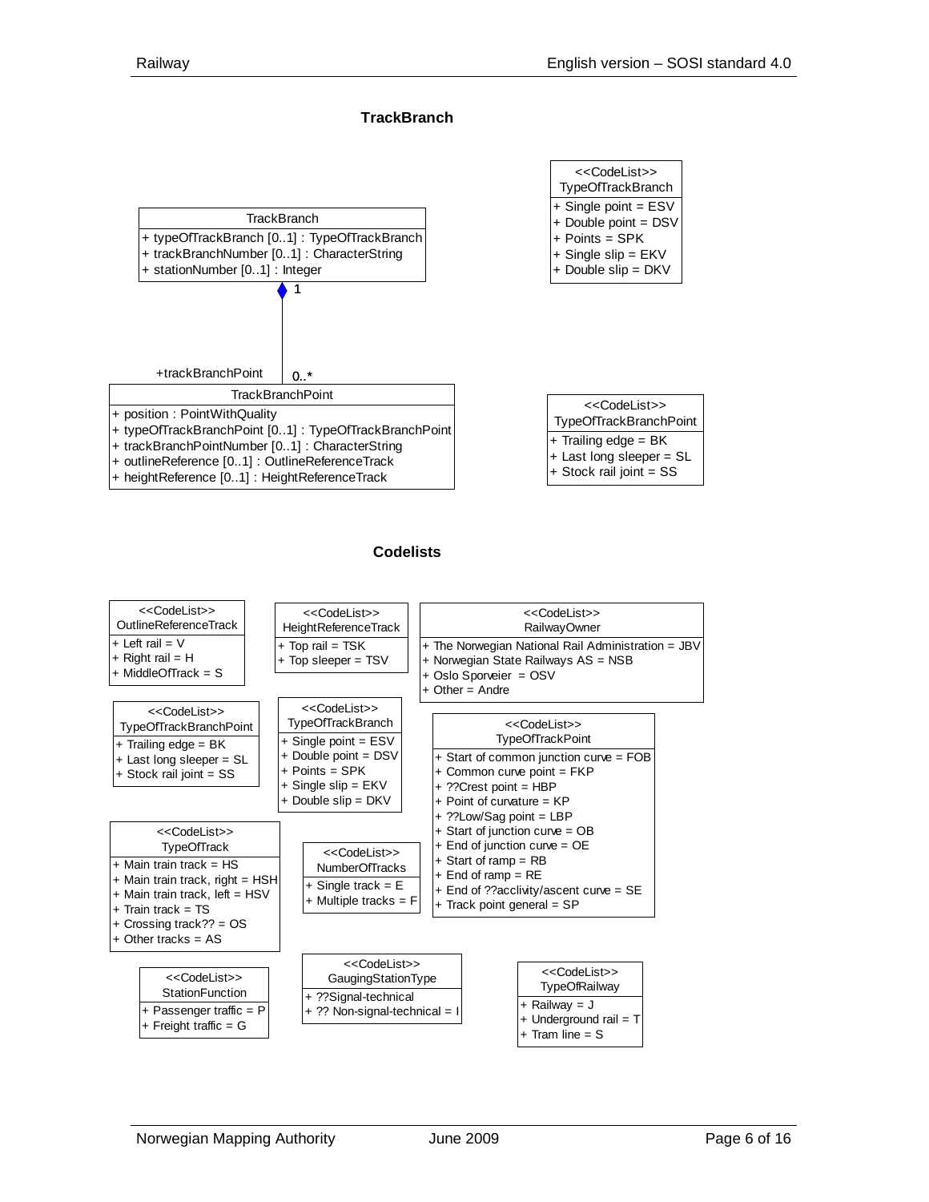## TrackBranch

**TrackBranch**

+ typeOfTrackBranch [0..1] : TypeOfTrackBranch
+ trackBranchNumber [0..1] : CharacterString
+ stationNumber [0..1] : Integer

TrackBranch (1) ◆— (0..*) +trackBranchPoint

**TrackBranchPoint**

+ position : PointWithQuality
+ typeOfTrackBranchPoint [0..1] : TypeOfTrackBranchPoint
+ trackBranchPointNumber [0..1] : CharacterString
+ outlineReference [0..1] : OutlineReferenceTrack
+ heightReference [0..1] : HeightReferenceTrack

**<<CodeList>> TypeOfTrackBranch**

+ Single point = ESV
+ Double point = DSV
+ Points = SPK
+ Single slip = EKV
+ Double slip = DKV

**<<CodeList>> TypeOfTrackBranchPoint**

+ Trailing edge = BK
+ Last long sleeper = SL
+ Stock rail joint = SS

## Codelists

**<<CodeList>> OutlineReferenceTrack**

+ Left rail = V
+ Right rail = H
+ MiddleOfTrack = S

**<<CodeList>> HeightReferenceTrack**

+ Top rail = TSK
+ Top sleeper = TSV

**<<CodeList>> RailwayOwner**

+ The Norwegian National Rail Administration = JBV
+ Norwegian State Railways AS = NSB
+ Oslo Sporveier = OSV
+ Other = Andre

**<<CodeList>> TypeOfTrackBranchPoint**

+ Trailing edge = BK
+ Last long sleeper = SL
+ Stock rail joint = SS

**<<CodeList>> TypeOfTrackBranch**

+ Single point = ESV
+ Double point = DSV
+ Points = SPK
+ Single slip = EKV
+ Double slip = DKV

**<<CodeList>> TypeOfTrackPoint**

+ Start of common junction curve = FOB
+ Common curve point = FKP
+ ??Crest point = HBP
+ Point of curvature = KP
+ ??Low/Sag point = LBP
+ Start of junction curve = OB
+ End of junction curve = OE
+ Start of ramp = RB
+ End of ramp = RE
+ End of ??acclivity/ascent curve = SE
+ Track point general = SP

**<<CodeList>> TypeOfTrack**

+ Main train track = HS
+ Main train track, right = HSH
+ Main train track, left = HSV
+ Train track = TS
+ Crossing track?? = OS
+ Other tracks = AS

**<<CodeList>> NumberOfTracks**

+ Single track = E
+ Multiple tracks = F

**<<CodeList>> StationFunction**

+ Passenger traffic = P
+ Freight traffic = G

**<<CodeList>> GaugingStationType**

+ ??Signal-technical
+ ?? Non-signal-technical = I

**<<CodeList>> TypeOfRailway**

+ Railway = J
+ Underground rail = T
+ Tram line = S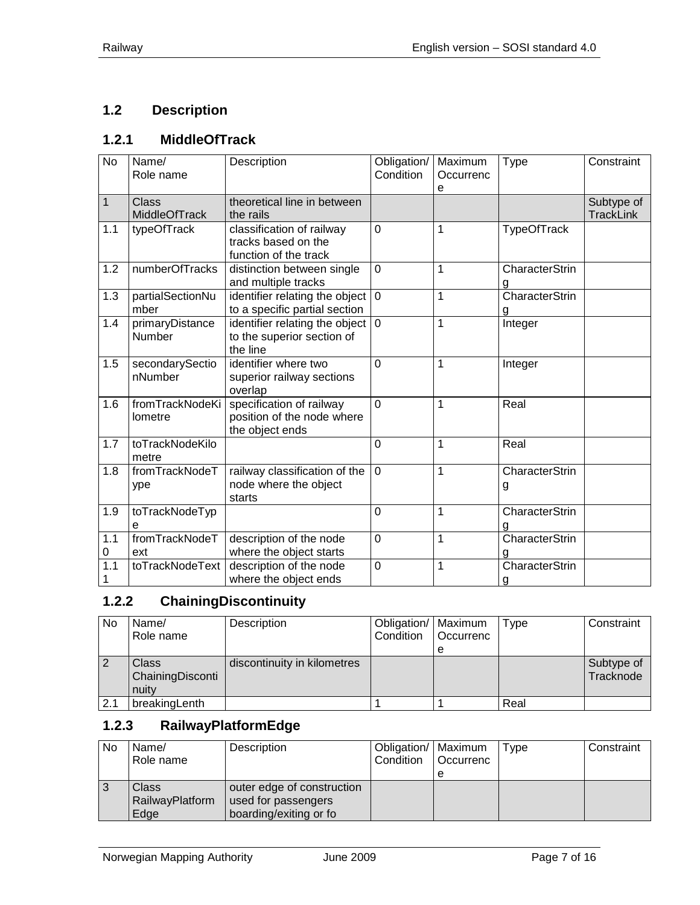## 1.2 Description

### 1.2.1 MiddleOfTrack

| No | Name/ Role name | Description | Obligation/ Condition | Maximum Occurrence | Type | Constraint |
|---|---|---|---|---|---|---|
| 1 | Class MiddleOfTrack | theoretical line in between the rails | | | | Subtype of TrackLink |
| 1.1 | typeOfTrack | classification of railway tracks based on the function of the track | 0 | 1 | TypeOfTrack | |
| 1.2 | numberOfTracks | distinction between single and multiple tracks | 0 | 1 | CharacterString | |
| 1.3 | partialSectionNumber | identifier relating the object to a specific partial section | 0 | 1 | CharacterString | |
| 1.4 | primaryDistanceNumber | identifier relating the object to the superior section of the line | 0 | 1 | Integer | |
| 1.5 | secondarySectionNumber | identifier where two superior railway sections overlap | 0 | 1 | Integer | |
| 1.6 | fromTrackNodeKilometre | specification of railway position of the node where the object ends | 0 | 1 | Real | |
| 1.7 | toTrackNodeKilometre | | 0 | 1 | Real | |
| 1.8 | fromTrackNodeType | railway classification of the node where the object starts | 0 | 1 | CharacterString | |
| 1.9 | toTrackNodeType | | 0 | 1 | CharacterString | |
| 1.10 | fromTrackNodeText | description of the node where the object starts | 0 | 1 | CharacterString | |
| 1.11 | toTrackNodeText | description of the node where the object ends | 0 | 1 | CharacterString | |

### 1.2.2 ChainingDiscontinuity

| No | Name/ Role name | Description | Obligation/ Condition | Maximum Occurrence | Type | Constraint |
|---|---|---|---|---|---|---|
| 2 | Class ChainingDiscontinuity | discontinuity in kilometres | | | | Subtype of Tracknode |
| 2.1 | breakingLenth | | 1 | 1 | Real | |

### 1.2.3 RailwayPlatformEdge

| No | Name/ Role name | Description | Obligation/ Condition | Maximum Occurrence | Type | Constraint |
|---|---|---|---|---|---|---|
| 3 | Class RailwayPlatformEdge | outer edge of construction used for passengers boarding/exiting or fo | | | | |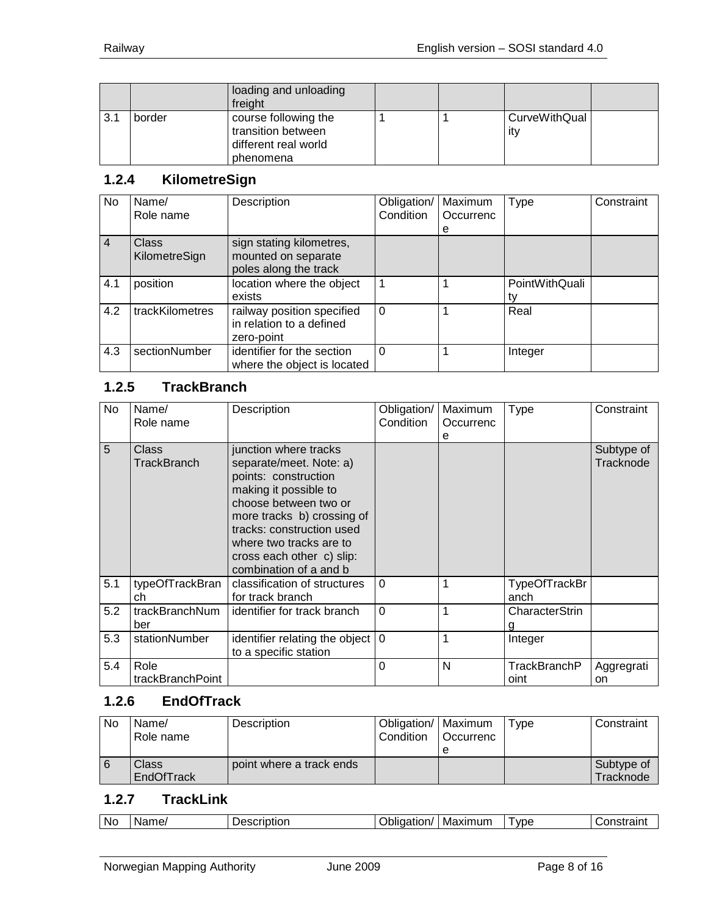| | | loading and unloading freight | | | | |
|---|---|---|---|---|---|---|
| 3.1 | border | course following the transition between different real world phenomena | 1 | 1 | CurveWithQuality | |

### 1.2.4 KilometreSign

| No | Name/ Role name | Description | Obligation/ Condition | Maximum Occurrence | Type | Constraint |
|---|---|---|---|---|---|---|
| 4 | Class KilometreSign | sign stating kilometres, mounted on separate poles along the track | | | | |
| 4.1 | position | location where the object exists | 1 | 1 | PointWithQuality | |
| 4.2 | trackKilometres | railway position specified in relation to a defined zero-point | 0 | 1 | Real | |
| 4.3 | sectionNumber | identifier for the section where the object is located | 0 | 1 | Integer | |

### 1.2.5 TrackBranch

| No | Name/ Role name | Description | Obligation/ Condition | Maximum Occurrence | Type | Constraint |
|---|---|---|---|---|---|---|
| 5 | Class TrackBranch | junction where tracks separate/meet. Note: a) points: construction making it possible to choose between two or more tracks b) crossing of tracks: construction used where two tracks are to cross each other c) slip: combination of a and b | | | | Subtype of Tracknode |
| 5.1 | typeOfTrackBranch | classification of structures for track branch | 0 | 1 | TypeOfTrackBranch | |
| 5.2 | trackBranchNumber | identifier for track branch | 0 | 1 | CharacterString | |
| 5.3 | stationNumber | identifier relating the object to a specific station | 0 | 1 | Integer | |
| 5.4 | Role trackBranchPoint | | 0 | N | TrackBranchPoint | Aggregration |

### 1.2.6 EndOfTrack

| No | Name/ Role name | Description | Obligation/ Condition | Maximum Occurrence | Type | Constraint |
|---|---|---|---|---|---|---|
| 6 | Class EndOfTrack | point where a track ends | | | | Subtype of Tracknode |

### 1.2.7 TrackLink

| No | Name/ | Description | Obligation/ | Maximum | Type | Constraint |
|---|---|---|---|---|---|---|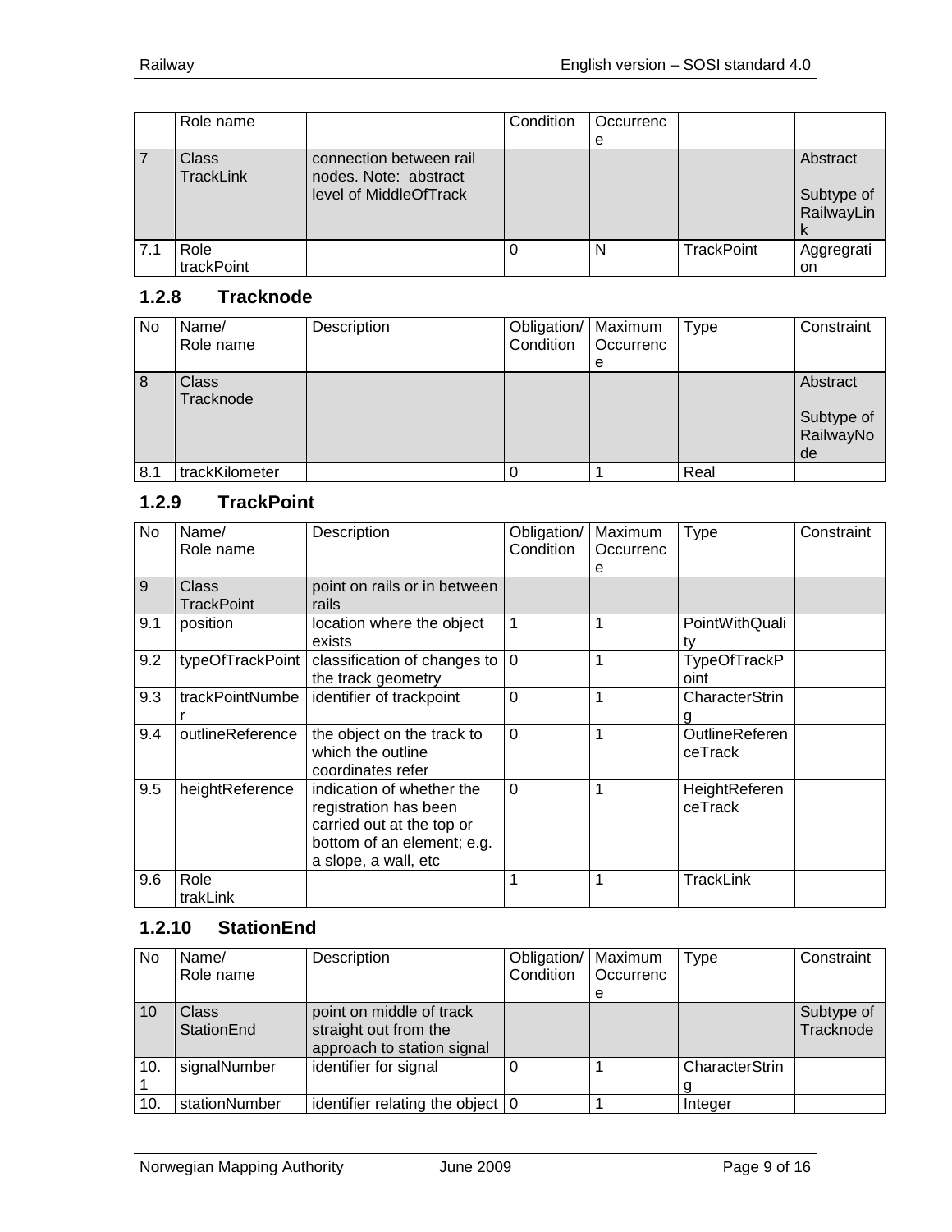| | Role name | | Condition | Occurrence | | |
|---|---|---|---|---|---|---|
| 7 | Class TrackLink | connection between rail nodes. Note: abstract level of MiddleOfTrack | | | | Abstract<br><br>Subtype of RailwayLink |
| 7.1 | Role trackPoint | | 0 | N | TrackPoint | Aggregration |

### 1.2.8 Tracknode

| No | Name/ Role name | Description | Obligation/ Condition | Maximum Occurrence | Type | Constraint |
|---|---|---|---|---|---|---|
| 8 | Class Tracknode | | | | | Abstract<br><br>Subtype of RailwayNode |
| 8.1 | trackKilometer | | 0 | 1 | Real | |

### 1.2.9 TrackPoint

| No | Name/ Role name | Description | Obligation/ Condition | Maximum Occurrence | Type | Constraint |
|---|---|---|---|---|---|---|
| 9 | Class TrackPoint | point on rails or in between rails | | | | |
| 9.1 | position | location where the object exists | 1 | 1 | PointWithQuality | |
| 9.2 | typeOfTrackPoint | classification of changes to the track geometry | 0 | 1 | TypeOfTrackPoint | |
| 9.3 | trackPointNumber | identifier of trackpoint | 0 | 1 | CharacterString | |
| 9.4 | outlineReference | the object on the track to which the outline coordinates refer | 0 | 1 | OutlineReferenceTrack | |
| 9.5 | heightReference | indication of whether the registration has been carried out at the top or bottom of an element; e.g. a slope, a wall, etc | 0 | 1 | HeightReferenceTrack | |
| 9.6 | Role trakLink | | 1 | 1 | TrackLink | |

### 1.2.10 StationEnd

| No | Name/ Role name | Description | Obligation/ Condition | Maximum Occurrence | Type | Constraint |
|---|---|---|---|---|---|---|
| 10 | Class StationEnd | point on middle of track straight out from the approach to station signal | | | | Subtype of Tracknode |
| 10.1 | signalNumber | identifier for signal | 0 | 1 | CharacterString | |
| 10. | stationNumber | identifier relating the object | 0 | 1 | Integer | |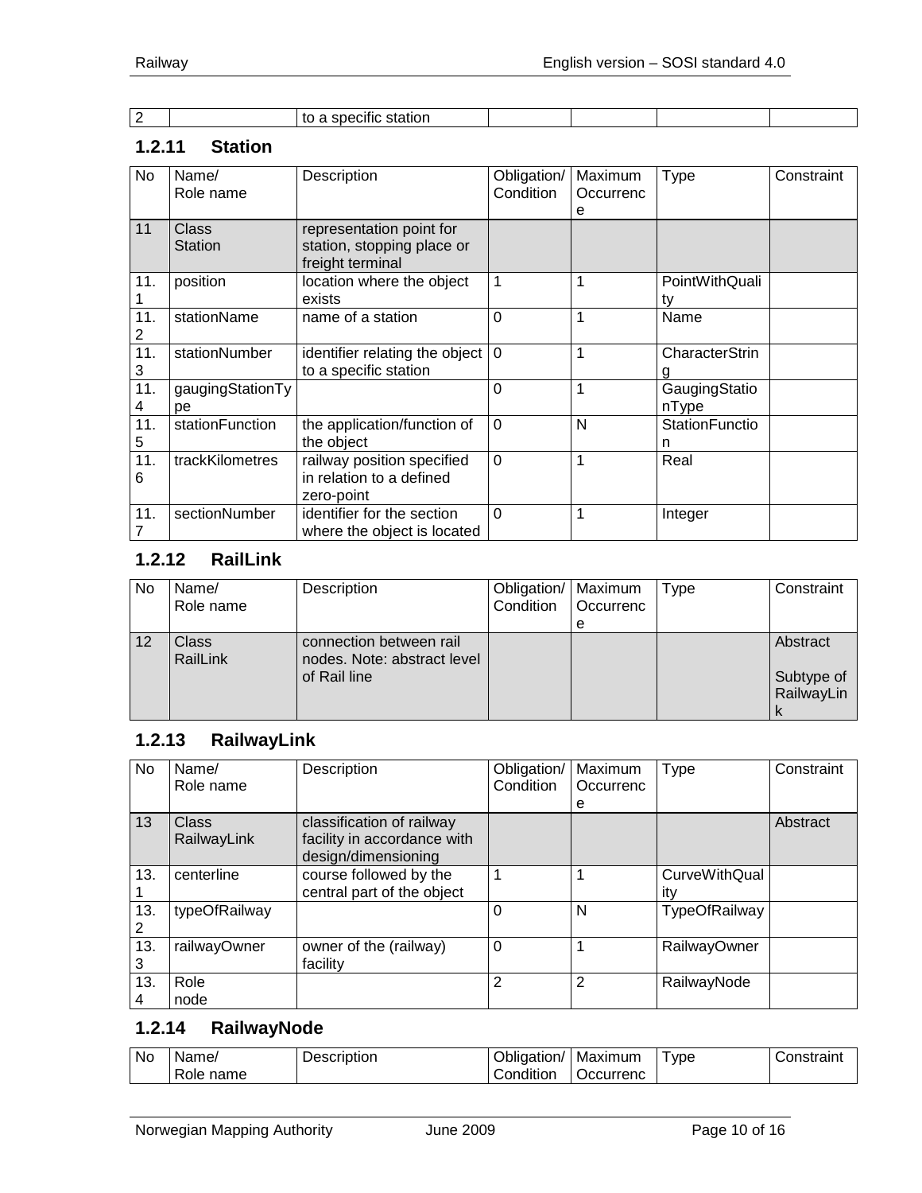| 2 | | to a specific station | | | | |
|---|---|---|---|---|---|---|

### 1.2.11 Station

| No | Name/ Role name | Description | Obligation/ Condition | Maximum Occurrence | Type | Constraint |
|---|---|---|---|---|---|---|
| 11 | Class Station | representation point for station, stopping place or freight terminal | | | | |
| 11.1 | position | location where the object exists | 1 | 1 | PointWithQuality | |
| 11.2 | stationName | name of a station | 0 | 1 | Name | |
| 11.3 | stationNumber | identifier relating the object to a specific station | 0 | 1 | CharacterString | |
| 11.4 | gaugingStationType | | 0 | 1 | GaugingStationType | |
| 11.5 | stationFunction | the application/function of the object | 0 | N | StationFunction | |
| 11.6 | trackKilometres | railway position specified in relation to a defined zero-point | 0 | 1 | Real | |
| 11.7 | sectionNumber | identifier for the section where the object is located | 0 | 1 | Integer | |

### 1.2.12 RailLink

| No | Name/ Role name | Description | Obligation/ Condition | Maximum Occurrence | Type | Constraint |
|---|---|---|---|---|---|---|
| 12 | Class RailLink | connection between rail nodes. Note: abstract level of Rail line | | | | Abstract<br><br>Subtype of RailwayLink |

### 1.2.13 RailwayLink

| No | Name/ Role name | Description | Obligation/ Condition | Maximum Occurrence | Type | Constraint |
|---|---|---|---|---|---|---|
| 13 | Class RailwayLink | classification of railway facility in accordance with design/dimensioning | | | | Abstract |
| 13.1 | centerline | course followed by the central part of the object | 1 | 1 | CurveWithQuality | |
| 13.2 | typeOfRailway | | 0 | N | TypeOfRailway | |
| 13.3 | railwayOwner | owner of the (railway) facility | 0 | 1 | RailwayOwner | |
| 13.4 | Role node | | 2 | 2 | RailwayNode | |

### 1.2.14 RailwayNode

| No | Name/ Role name | Description | Obligation/ Condition | Maximum Occurrenc | Type | Constraint |
|---|---|---|---|---|---|---|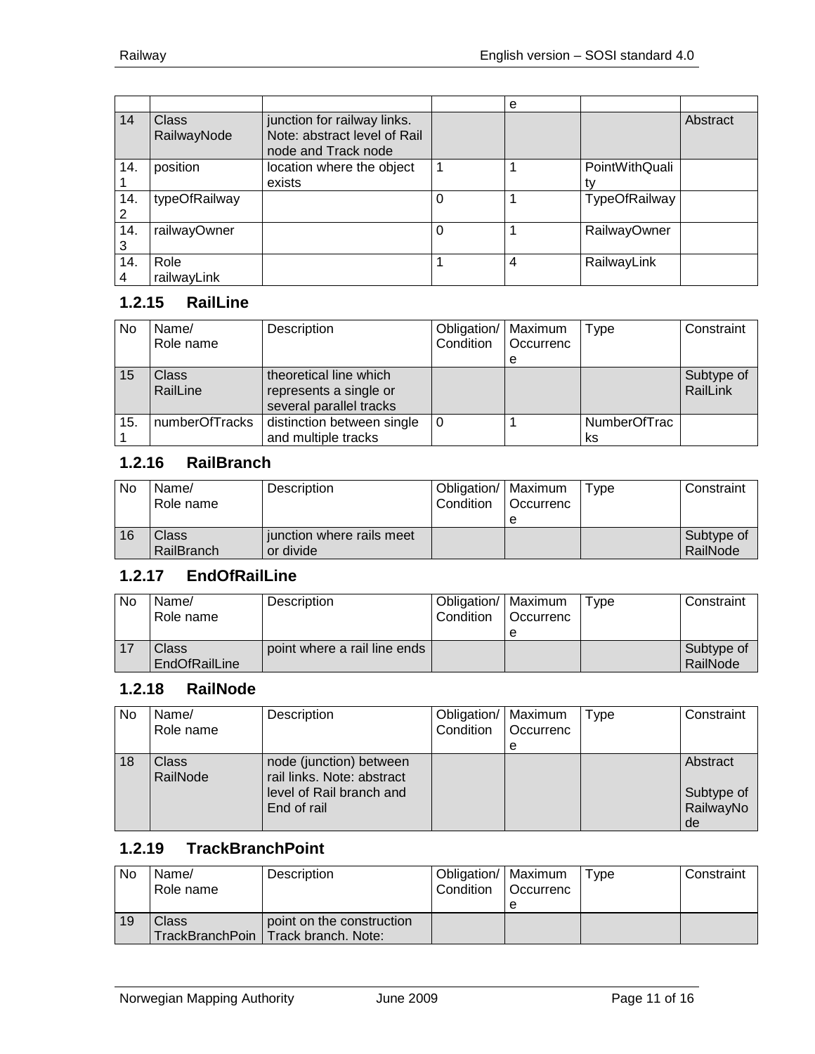| No | Name/ Role name | Description | Obligation/ Condition | Maximum Occurrence | Type | Constraint |
|---|---|---|---|---|---|---|
| 14 | Class RailwayNode | junction for railway links. Note: abstract level of Rail node and Track node | | | | Abstract |
| 14.1 | position | location where the object exists | 1 | 1 | PointWithQuality | |
| 14.2 | typeOfRailway | | 0 | 1 | TypeOfRailway | |
| 14.3 | railwayOwner | | 0 | 1 | RailwayOwner | |
| 14.4 | Role railwayLink | | 1 | 4 | RailwayLink | |

### 1.2.15 RailLine

| No | Name/ Role name | Description | Obligation/ Condition | Maximum Occurrence | Type | Constraint |
|---|---|---|---|---|---|---|
| 15 | Class RailLine | theoretical line which represents a single or several parallel tracks | | | | Subtype of RailLink |
| 15.1 | numberOfTracks | distinction between single and multiple tracks | 0 | 1 | NumberOfTracks | |

### 1.2.16 RailBranch

| No | Name/ Role name | Description | Obligation/ Condition | Maximum Occurrence | Type | Constraint |
|---|---|---|---|---|---|---|
| 16 | Class RailBranch | junction where rails meet or divide | | | | Subtype of RailNode |

### 1.2.17 EndOfRailLine

| No | Name/ Role name | Description | Obligation/ Condition | Maximum Occurrence | Type | Constraint |
|---|---|---|---|---|---|---|
| 17 | Class EndOfRailLine | point where a rail line ends | | | | Subtype of RailNode |

### 1.2.18 RailNode

| No | Name/ Role name | Description | Obligation/ Condition | Maximum Occurrence | Type | Constraint |
|---|---|---|---|---|---|---|
| 18 | Class RailNode | node (junction) between rail links. Note: abstract level of Rail branch and End of rail | | | | Abstract Subtype of RailwayNode |

### 1.2.19 TrackBranchPoint

| No | Name/ Role name | Description | Obligation/ Condition | Maximum Occurrence | Type | Constraint |
|---|---|---|---|---|---|---|
| 19 | Class TrackBranchPoin | point on the construction Track branch. Note: | | | | |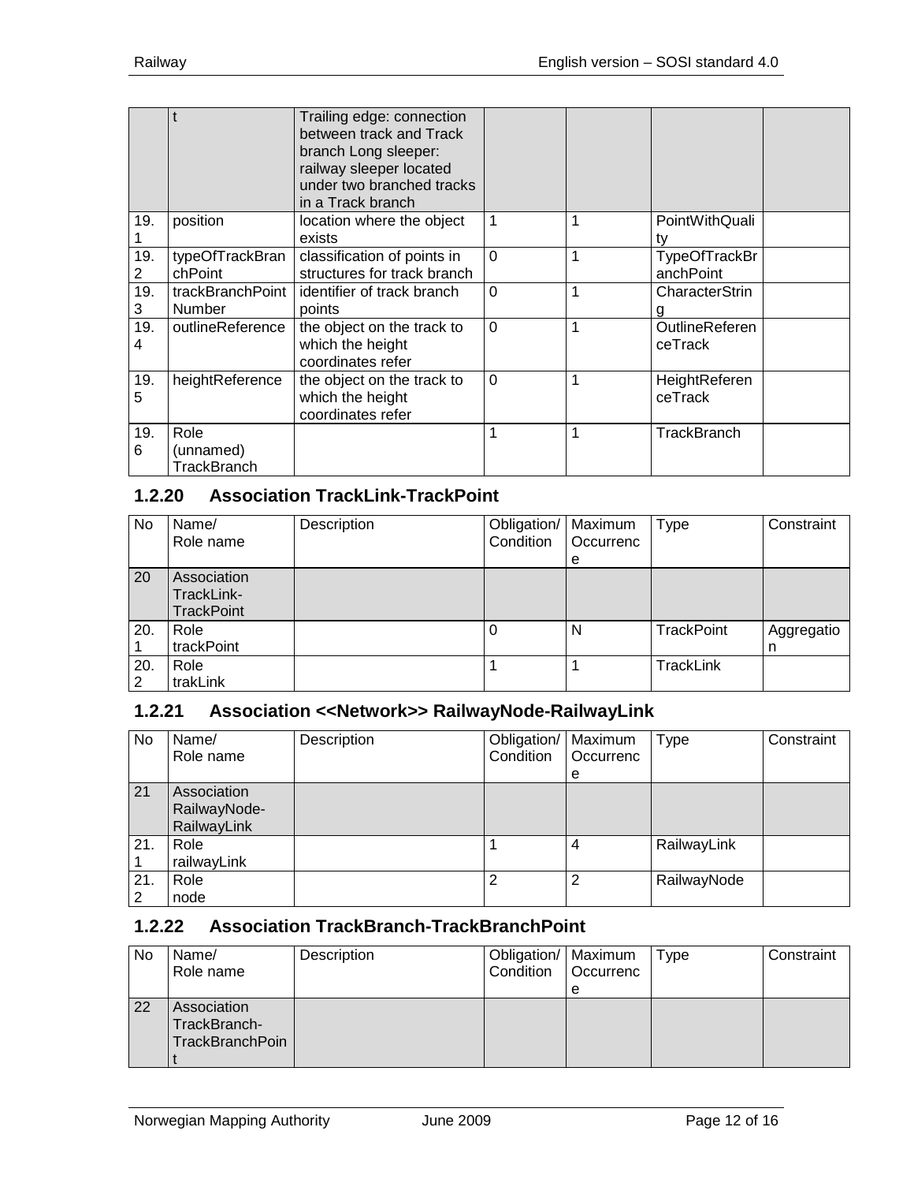|  | t | Trailing edge: connection between track and Track branch Long sleeper: railway sleeper located under two branched tracks in a Track branch |  |  |  |  |
|---|---|---|---|---|---|---|
| 19.1 | position | location where the object exists | 1 | 1 | PointWithQuality |  |
| 19.2 | typeOfTrackBranchPoint | classification of points in structures for track branch | 0 | 1 | TypeOfTrackBranchPoint |  |
| 19.3 | trackBranchPoint Number | identifier of track branch points | 0 | 1 | CharacterString |  |
| 19.4 | outlineReference | the object on the track to which the height coordinates refer | 0 | 1 | OutlineReferenceTrack |  |
| 19.5 | heightReference | the object on the track to which the height coordinates refer | 0 | 1 | HeightReferenceTrack |  |
| 19.6 | Role (unnamed) TrackBranch |  | 1 | 1 | TrackBranch |  |

### 1.2.20 Association TrackLink-TrackPoint

| No | Name/ Role name | Description | Obligation/ Condition | Maximum Occurrence | Type | Constraint |
|---|---|---|---|---|---|---|
| 20 | Association TrackLink-TrackPoint |  |  |  |  |  |
| 20.1 | Role trackPoint |  | 0 | N | TrackPoint | Aggregation |
| 20.2 | Role trakLink |  | 1 | 1 | TrackLink |  |

### 1.2.21 Association <<Network>> RailwayNode-RailwayLink

| No | Name/ Role name | Description | Obligation/ Condition | Maximum Occurrence | Type | Constraint |
|---|---|---|---|---|---|---|
| 21 | Association RailwayNode-RailwayLink |  |  |  |  |  |
| 21.1 | Role railwayLink |  | 1 | 4 | RailwayLink |  |
| 21.2 | Role node |  | 2 | 2 | RailwayNode |  |

### 1.2.22 Association TrackBranch-TrackBranchPoint

| No | Name/ Role name | Description | Obligation/ Condition | Maximum Occurrence | Type | Constraint |
|---|---|---|---|---|---|---|
| 22 | Association TrackBranch-TrackBranchPoint |  |  |  |  |  |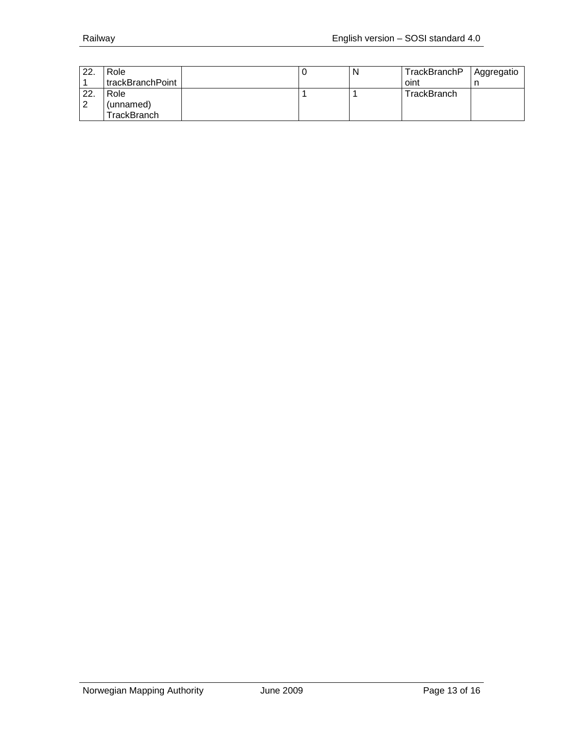| 22.1 | Role trackBranchPoint | | 0 | N | TrackBranchPoint | Aggregation |
|---|---|---|---|---|---|---|
| 22.2 | Role (unnamed) TrackBranch | | 1 | 1 | TrackBranch | |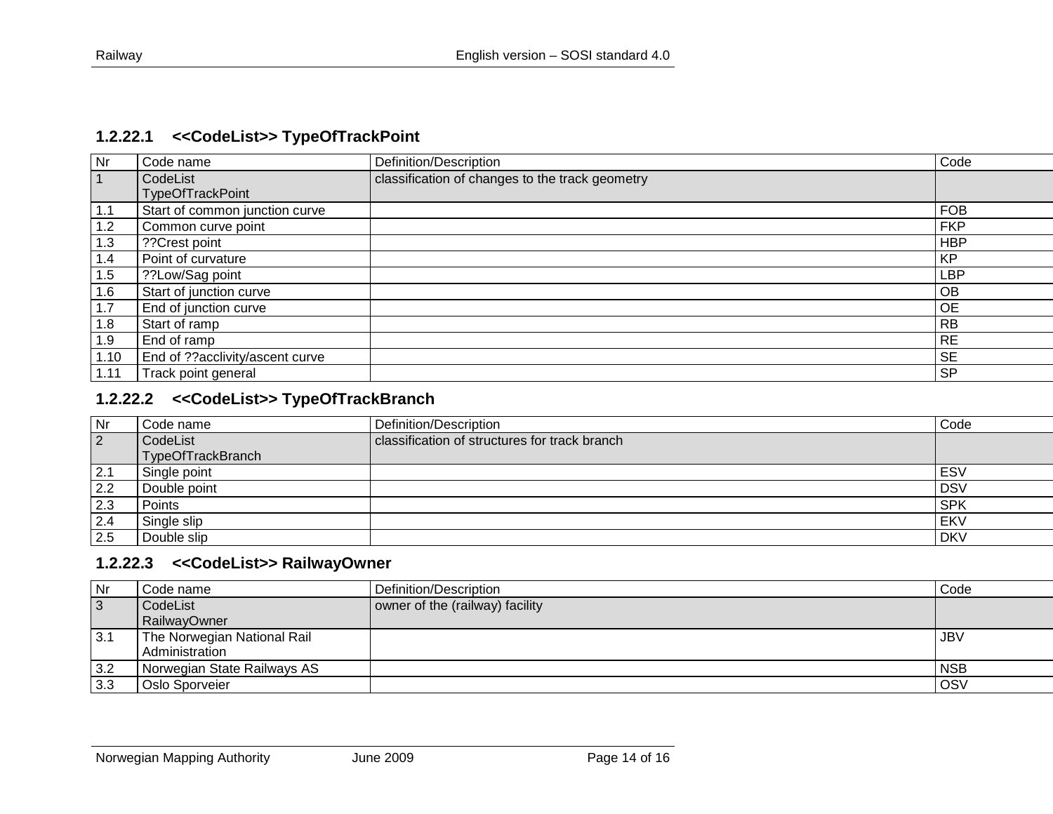#### 1.2.22.1 <<CodeList>> TypeOfTrackPoint

| Nr | Code name | Definition/Description | Code |
|---|---|---|---|
| 1 | CodeList TypeOfTrackPoint | classification of changes to the track geometry | |
| 1.1 | Start of common junction curve | | FOB |
| 1.2 | Common curve point | | FKP |
| 1.3 | ??Crest point | | HBP |
| 1.4 | Point of curvature | | KP |
| 1.5 | ??Low/Sag point | | LBP |
| 1.6 | Start of junction curve | | OB |
| 1.7 | End of junction curve | | OE |
| 1.8 | Start of ramp | | RB |
| 1.9 | End of ramp | | RE |
| 1.10 | End of ??acclivity/ascent curve | | SE |
| 1.11 | Track point general | | SP |

#### 1.2.22.2 <<CodeList>> TypeOfTrackBranch

| Nr | Code name | Definition/Description | Code |
|---|---|---|---|
| 2 | CodeList TypeOfTrackBranch | classification of structures for track branch | |
| 2.1 | Single point | | ESV |
| 2.2 | Double point | | DSV |
| 2.3 | Points | | SPK |
| 2.4 | Single slip | | EKV |
| 2.5 | Double slip | | DKV |

#### 1.2.22.3 <<CodeList>> RailwayOwner

| Nr | Code name | Definition/Description | Code |
|---|---|---|---|
| 3 | CodeList RailwayOwner | owner of the (railway) facility | |
| 3.1 | The Norwegian National Rail Administration | | JBV |
| 3.2 | Norwegian State Railways AS | | NSB |
| 3.3 | Oslo Sporveier | | OSV |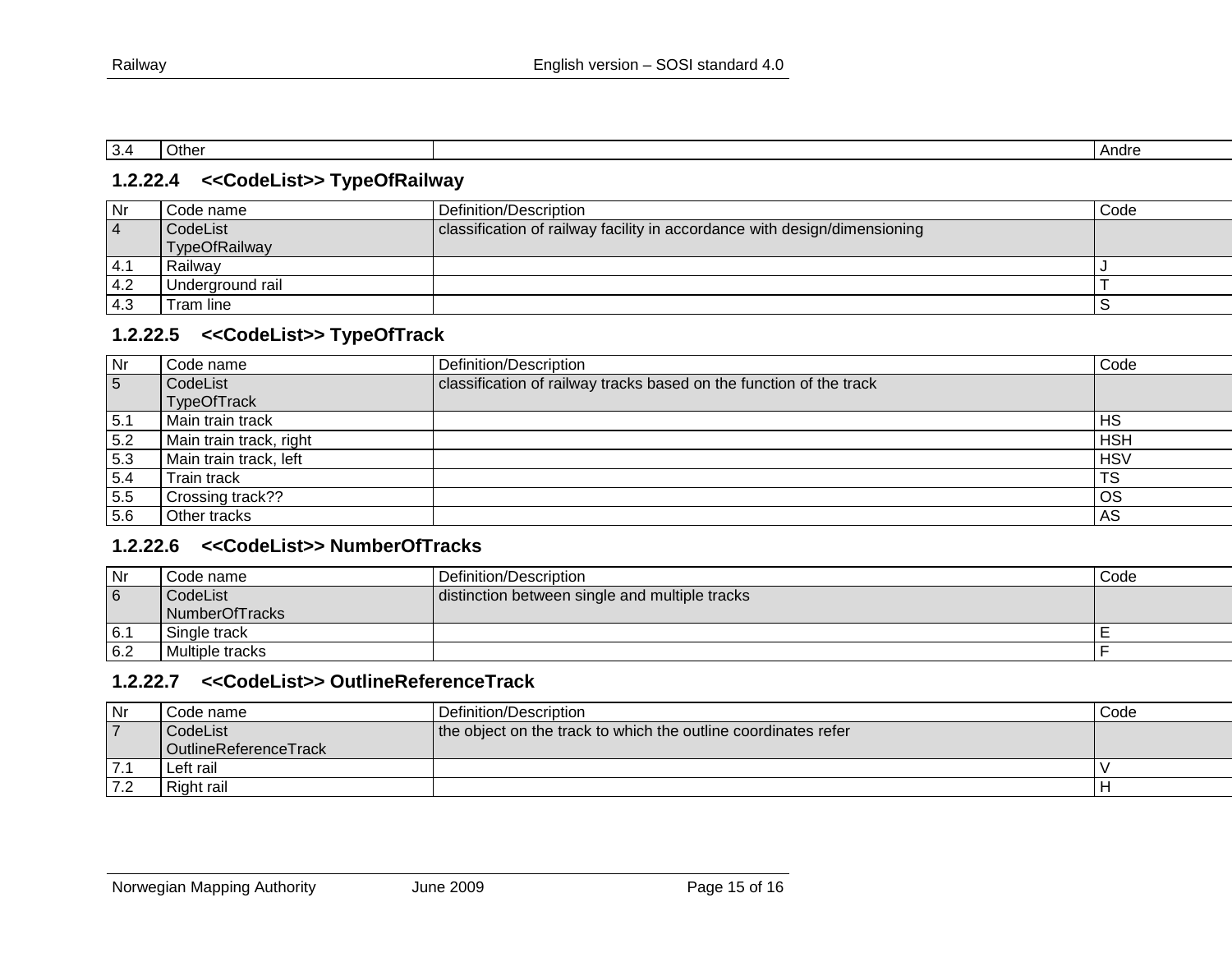| 3.4 | Other | | Andre |
|---|---|---|---|

### 1.2.22.4 <<CodeList>> TypeOfRailway

| Nr | Code name | Definition/Description | Code |
|---|---|---|---|
| 4 | CodeList TypeOfRailway | classification of railway facility in accordance with design/dimensioning | |
| 4.1 | Railway | | J |
| 4.2 | Underground rail | | T |
| 4.3 | Tram line | | S |

### 1.2.22.5 <<CodeList>> TypeOfTrack

| Nr | Code name | Definition/Description | Code |
|---|---|---|---|
| 5 | CodeList TypeOfTrack | classification of railway tracks based on the function of the track | |
| 5.1 | Main train track | | HS |
| 5.2 | Main train track, right | | HSH |
| 5.3 | Main train track, left | | HSV |
| 5.4 | Train track | | TS |
| 5.5 | Crossing track?? | | OS |
| 5.6 | Other tracks | | AS |

### 1.2.22.6 <<CodeList>> NumberOfTracks

| Nr | Code name | Definition/Description | Code |
|---|---|---|---|
| 6 | CodeList NumberOfTracks | distinction between single and multiple tracks | |
| 6.1 | Single track | | E |
| 6.2 | Multiple tracks | | F |

### 1.2.22.7 <<CodeList>> OutlineReferenceTrack

| Nr | Code name | Definition/Description | Code |
|---|---|---|---|
| 7 | CodeList OutlineReferenceTrack | the object on the track to which the outline coordinates refer | |
| 7.1 | Left rail | | V |
| 7.2 | Right rail | | H |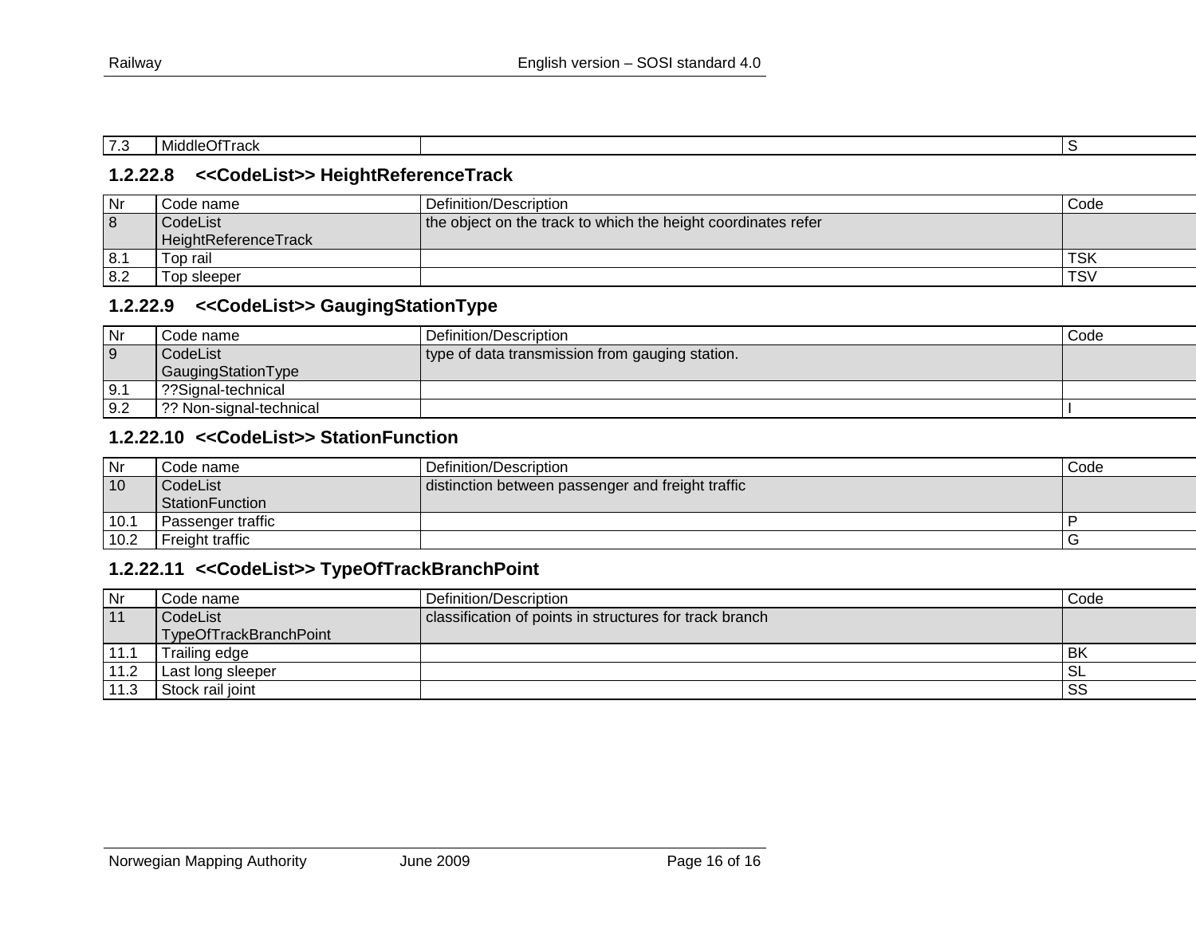| | | | |
|---|---|---|---|
| 7.3 | MiddleOfTrack | | S |

### 1.2.22.8 <<CodeList>> HeightReferenceTrack

| Nr | Code name | Definition/Description | Code |
|---|---|---|---|
| 8 | CodeList HeightReferenceTrack | the object on the track to which the height coordinates refer | |
| 8.1 | Top rail | | TSK |
| 8.2 | Top sleeper | | TSV |

### 1.2.22.9 <<CodeList>> GaugingStationType

| Nr | Code name | Definition/Description | Code |
|---|---|---|---|
| 9 | CodeList GaugingStationType | type of data transmission from gauging station. | |
| 9.1 | ??Signal-technical | | |
| 9.2 | ?? Non-signal-technical | | I |

### 1.2.22.10 <<CodeList>> StationFunction

| Nr | Code name | Definition/Description | Code |
|---|---|---|---|
| 10 | CodeList StationFunction | distinction between passenger and freight traffic | |
| 10.1 | Passenger traffic | | P |
| 10.2 | Freight traffic | | G |

### 1.2.22.11 <<CodeList>> TypeOfTrackBranchPoint

| Nr | Code name | Definition/Description | Code |
|---|---|---|---|
| 11 | CodeList TypeOfTrackBranchPoint | classification of points in structures for track branch | |
| 11.1 | Trailing edge | | BK |
| 11.2 | Last long sleeper | | SL |
| 11.3 | Stock rail joint | | SS |